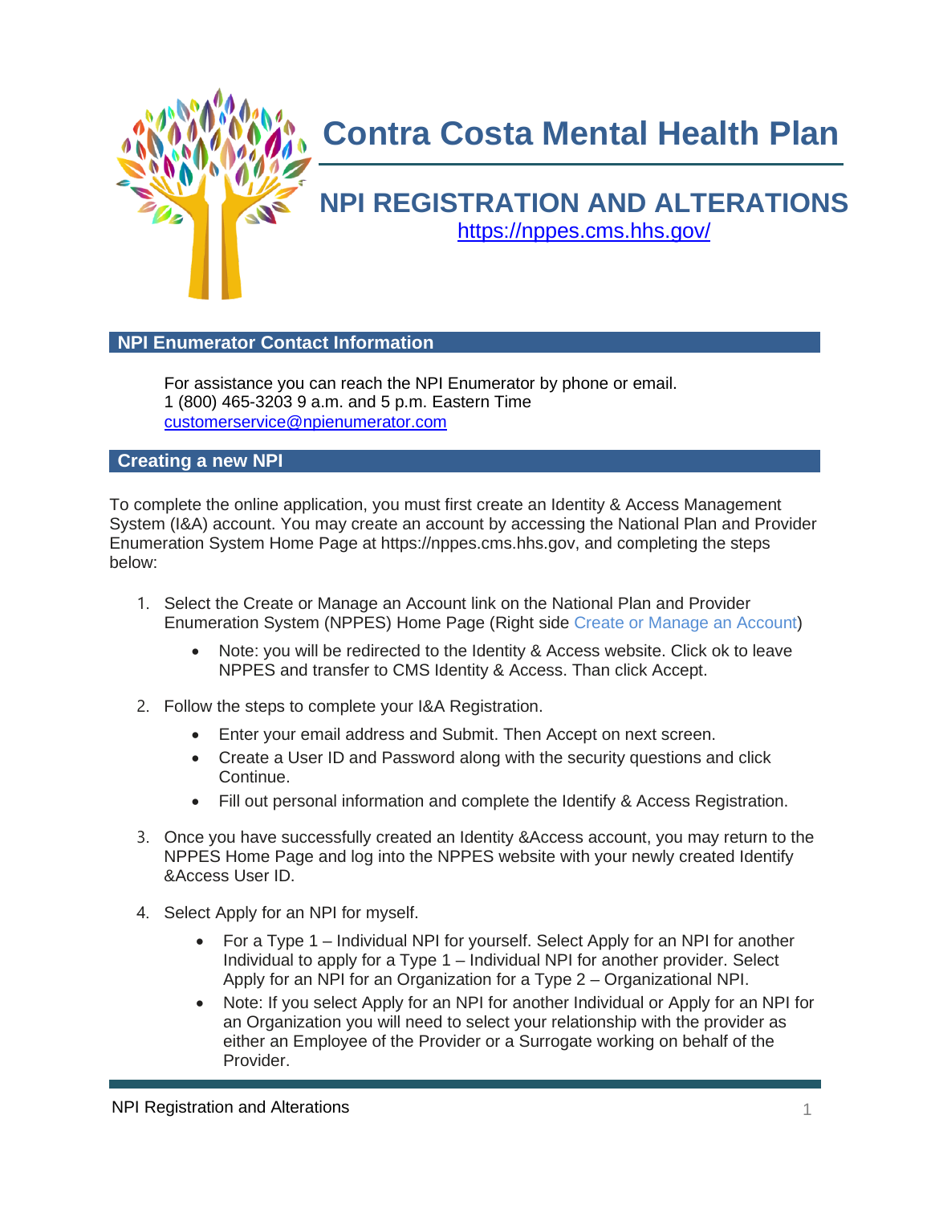# Contra Costa Mental Health Plan

## NPI REGISTRATION AND ALTERATIONS

https://nppes.cms.hhs.gov/

### NPI Enumerator Contact Information

For assistance you can reach the NPI Enumerator by phone or email.
1 (800) 465-3203 9 a.m. and 5 p.m. Eastern Time
customerservice@npienumerator.com

### Creating a new NPI

To complete the online application, you must first create an Identity & Access Management System (I&A) account. You may create an account by accessing the National Plan and Provider Enumeration System Home Page at https://nppes.cms.hhs.gov, and completing the steps below:

1. Select the Create or Manage an Account link on the National Plan and Provider Enumeration System (NPPES) Home Page (Right side Create or Manage an Account)
   - Note: you will be redirected to the Identity & Access website. Click ok to leave NPPES and transfer to CMS Identity & Access. Than click Accept.
2. Follow the steps to complete your I&A Registration.
   - Enter your email address and Submit. Then Accept on next screen.
   - Create a User ID and Password along with the security questions and click Continue.
   - Fill out personal information and complete the Identify & Access Registration.
3. Once you have successfully created an Identity &Access account, you may return to the NPPES Home Page and log into the NPPES website with your newly created Identify &Access User ID.
4. Select Apply for an NPI for myself.
   - For a Type 1 – Individual NPI for yourself. Select Apply for an NPI for another Individual to apply for a Type 1 – Individual NPI for another provider. Select Apply for an NPI for an Organization for a Type 2 – Organizational NPI.
   - Note: If you select Apply for an NPI for another Individual or Apply for an NPI for an Organization you will need to select your relationship with the provider as either an Employee of the Provider or a Surrogate working on behalf of the Provider.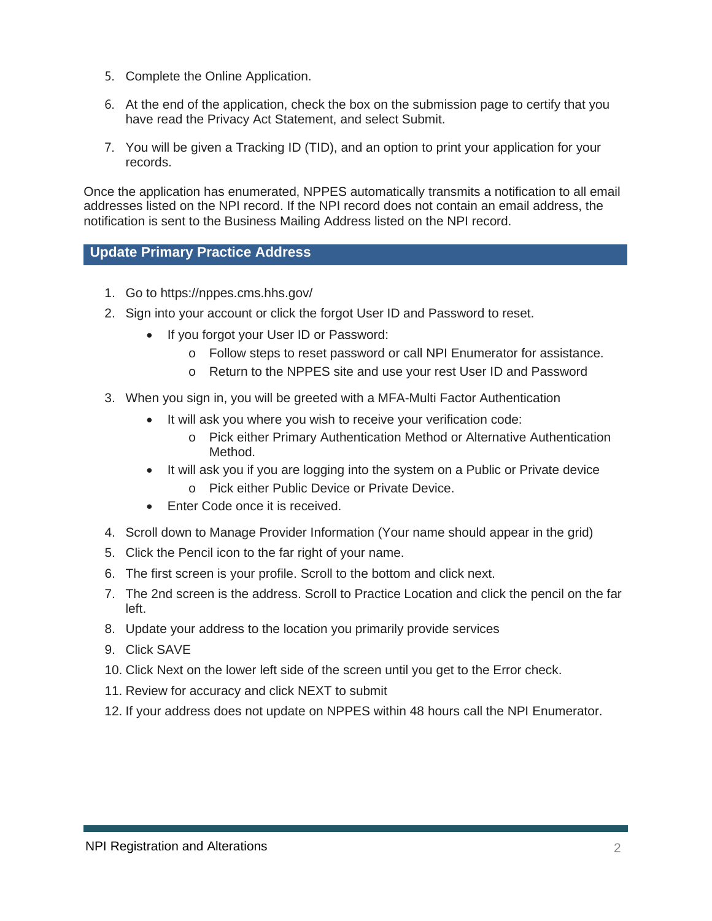5. Complete the Online Application.
6. At the end of the application, check the box on the submission page to certify that you have read the Privacy Act Statement, and select Submit.
7. You will be given a Tracking ID (TID), and an option to print your application for your records.

Once the application has enumerated, NPPES automatically transmits a notification to all email addresses listed on the NPI record. If the NPI record does not contain an email address, the notification is sent to the Business Mailing Address listed on the NPI record.

## Update Primary Practice Address

1. Go to https://nppes.cms.hhs.gov/
2. Sign into your account or click the forgot User ID and Password to reset.
   - If you forgot your User ID or Password:
     - Follow steps to reset password or call NPI Enumerator for assistance.
     - Return to the NPPES site and use your rest User ID and Password
3. When you sign in, you will be greeted with a MFA-Multi Factor Authentication
   - It will ask you where you wish to receive your verification code:
     - Pick either Primary Authentication Method or Alternative Authentication Method.
   - It will ask you if you are logging into the system on a Public or Private device
     - Pick either Public Device or Private Device.
   - Enter Code once it is received.
4. Scroll down to Manage Provider Information (Your name should appear in the grid)
5. Click the Pencil icon to the far right of your name.
6. The first screen is your profile. Scroll to the bottom and click next.
7. The 2nd screen is the address. Scroll to Practice Location and click the pencil on the far left.
8. Update your address to the location you primarily provide services
9. Click SAVE
10. Click Next on the lower left side of the screen until you get to the Error check.
11. Review for accuracy and click NEXT to submit
12. If your address does not update on NPPES within 48 hours call the NPI Enumerator.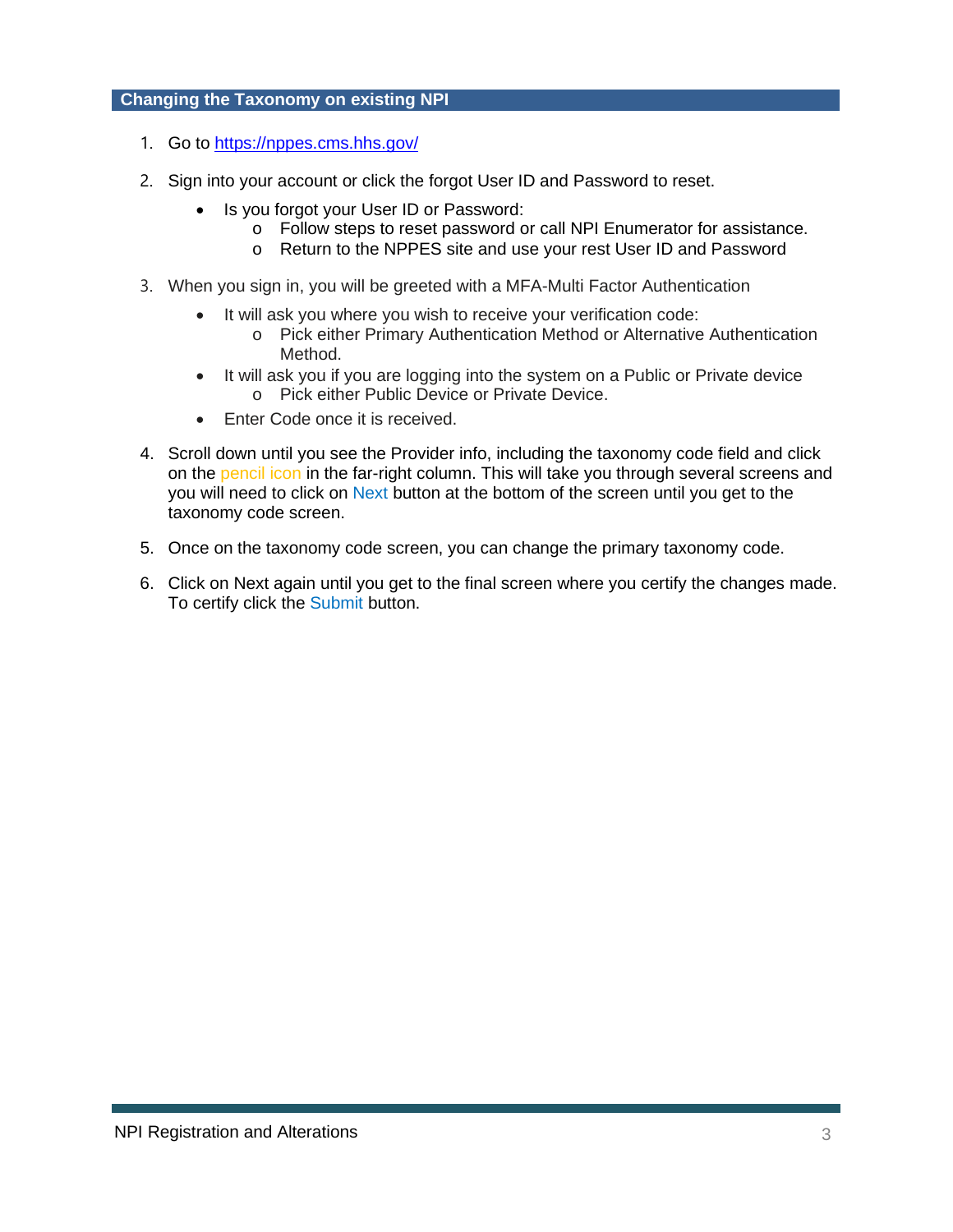## Changing the Taxonomy on existing NPI

1. Go to https://nppes.cms.hhs.gov/

2. Sign into your account or click the forgot User ID and Password to reset.
   - Is you forgot your User ID or Password:
     - Follow steps to reset password or call NPI Enumerator for assistance.
     - Return to the NPPES site and use your rest User ID and Password

3. When you sign in, you will be greeted with a MFA-Multi Factor Authentication
   - It will ask you where you wish to receive your verification code:
     - Pick either Primary Authentication Method or Alternative Authentication Method.
   - It will ask you if you are logging into the system on a Public or Private device
     - Pick either Public Device or Private Device.
   - Enter Code once it is received.

4. Scroll down until you see the Provider info, including the taxonomy code field and click on the pencil icon in the far-right column. This will take you through several screens and you will need to click on Next button at the bottom of the screen until you get to the taxonomy code screen.

5. Once on the taxonomy code screen, you can change the primary taxonomy code.

6. Click on Next again until you get to the final screen where you certify the changes made. To certify click the Submit button.